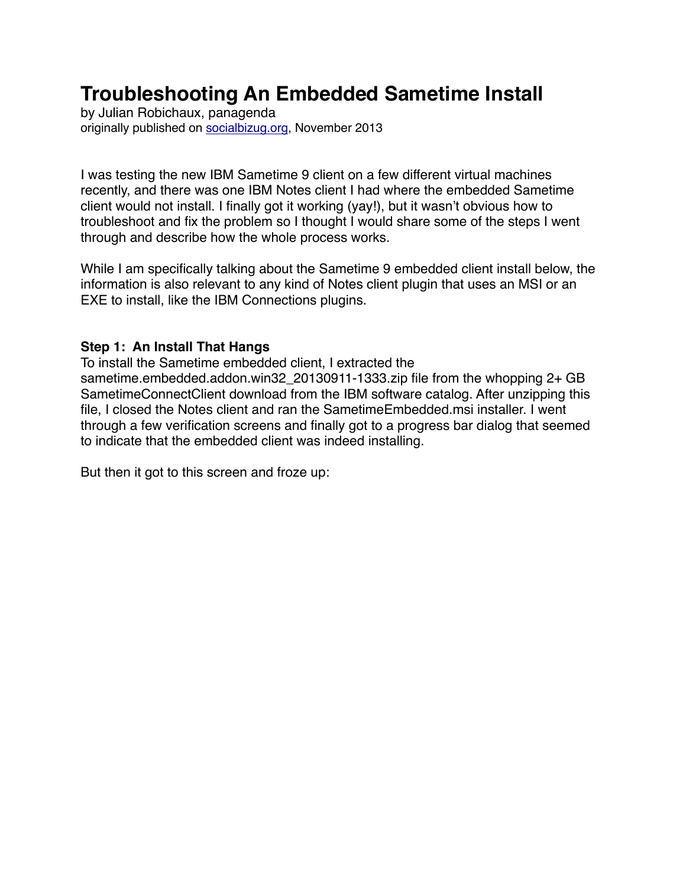# Troubleshooting An Embedded Sametime Install

by Julian Robichaux, panagenda
originally published on [socialbizug.org](socialbizug.org), November 2013

I was testing the new IBM Sametime 9 client on a few different virtual machines recently, and there was one IBM Notes client I had where the embedded Sametime client would not install. I finally got it working (yay!), but it wasn't obvious how to troubleshoot and fix the problem so I thought I would share some of the steps I went through and describe how the whole process works.

While I am specifically talking about the Sametime 9 embedded client install below, the information is also relevant to any kind of Notes client plugin that uses an MSI or an EXE to install, like the IBM Connections plugins.

**Step 1: An Install That Hangs**
To install the Sametime embedded client, I extracted the sametime.embedded.addon.win32_20130911-1333.zip file from the whopping 2+ GB SametimeConnectClient download from the IBM software catalog. After unzipping this file, I closed the Notes client and ran the SametimeEmbedded.msi installer. I went through a few verification screens and finally got to a progress bar dialog that seemed to indicate that the embedded client was indeed installing.

But then it got to this screen and froze up: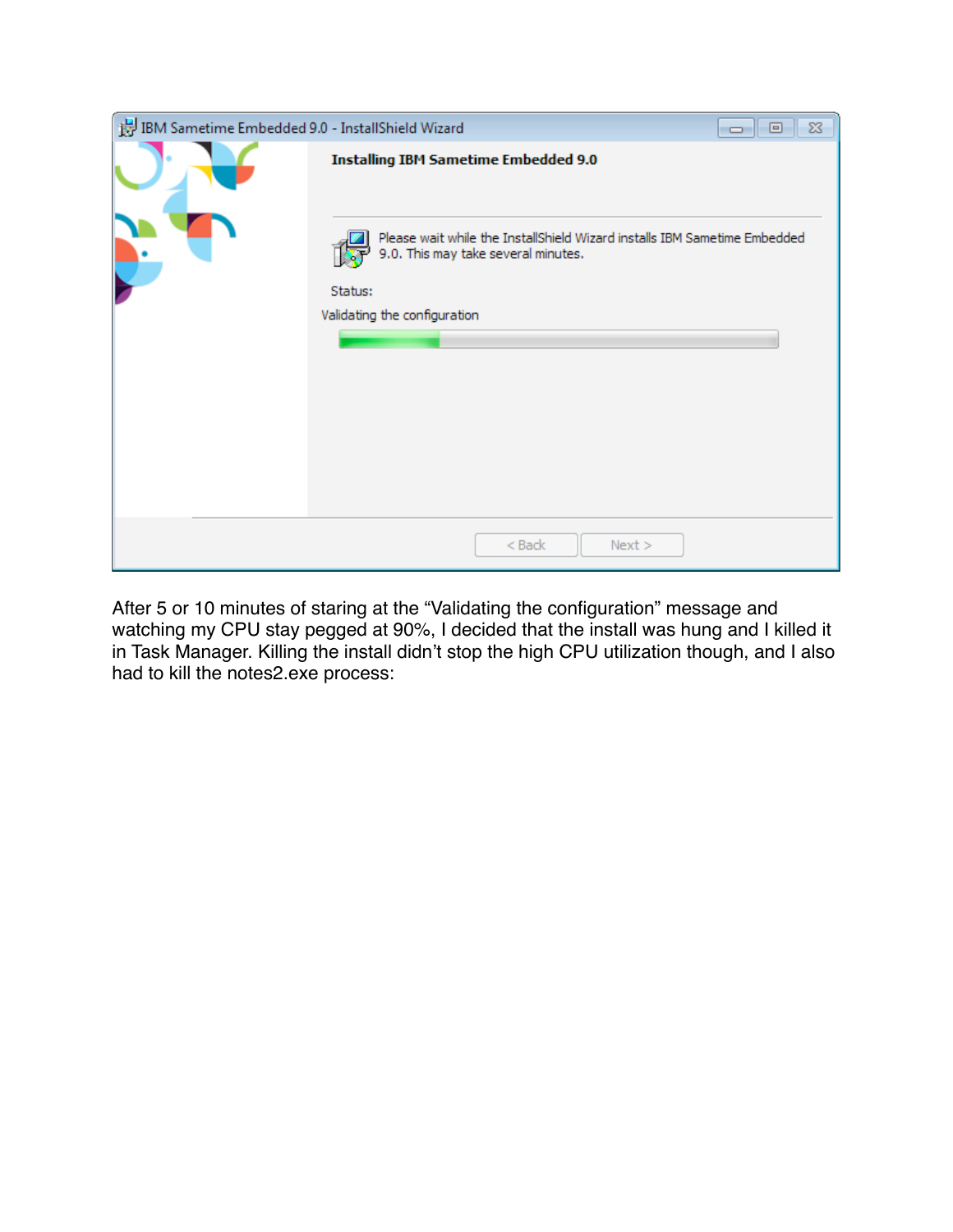After 5 or 10 minutes of staring at the “Validating the configuration” message and watching my CPU stay pegged at 90%, I decided that the install was hung and I killed it in Task Manager. Killing the install didn’t stop the high CPU utilization though, and I also had to kill the notes2.exe process: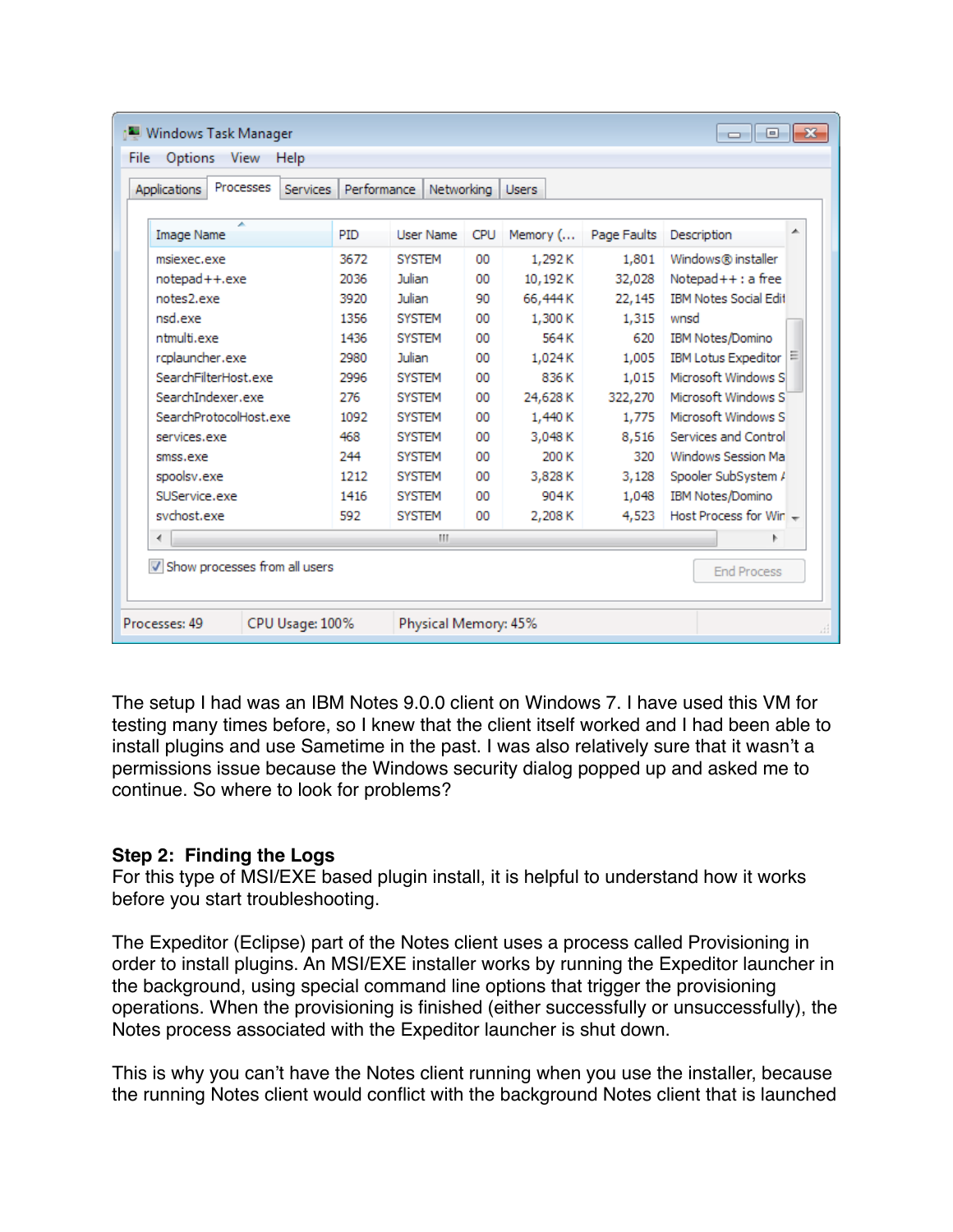Windows Task Manager

| Image Name | PID | User Name | CPU | Memory (... | Page Faults | Description |
|---|---|---|---|---|---|---|
| msiexec.exe | 3672 | SYSTEM | 00 | 1,292 K | 1,801 | Windows® installer |
| notepad++.exe | 2036 | Julian | 00 | 10,192 K | 32,028 | Notepad++ : a free |
| notes2.exe | 3920 | Julian | 90 | 66,444 K | 22,145 | IBM Notes Social Edi |
| nsd.exe | 1356 | SYSTEM | 00 | 1,300 K | 1,315 | wnsd |
| ntmulti.exe | 1436 | SYSTEM | 00 | 564 K | 620 | IBM Notes/Domino |
| rcplauncher.exe | 2980 | Julian | 00 | 1,024 K | 1,005 | IBM Lotus Expeditor |
| SearchFilterHost.exe | 2996 | SYSTEM | 00 | 836 K | 1,015 | Microsoft Windows S |
| SearchIndexer.exe | 276 | SYSTEM | 00 | 24,628 K | 322,270 | Microsoft Windows S |
| SearchProtocolHost.exe | 1092 | SYSTEM | 00 | 1,440 K | 1,775 | Microsoft Windows S |
| services.exe | 468 | SYSTEM | 00 | 3,048 K | 8,516 | Services and Control |
| smss.exe | 244 | SYSTEM | 00 | 200 K | 320 | Windows Session Ma |
| spoolsv.exe | 1212 | SYSTEM | 00 | 3,828 K | 3,128 | Spooler SubSystem A |
| SUService.exe | 1416 | SYSTEM | 00 | 904 K | 1,048 | IBM Notes/Domino |
| svchost.exe | 592 | SYSTEM | 00 | 2,208 K | 4,523 | Host Process for Wir |

Processes: 49 | CPU Usage: 100% | Physical Memory: 45%

The setup I had was an IBM Notes 9.0.0 client on Windows 7. I have used this VM for testing many times before, so I knew that the client itself worked and I had been able to install plugins and use Sametime in the past. I was also relatively sure that it wasn't a permissions issue because the Windows security dialog popped up and asked me to continue. So where to look for problems?

**Step 2: Finding the Logs**

For this type of MSI/EXE based plugin install, it is helpful to understand how it works before you start troubleshooting.

The Expeditor (Eclipse) part of the Notes client uses a process called Provisioning in order to install plugins. An MSI/EXE installer works by running the Expeditor launcher in the background, using special command line options that trigger the provisioning operations. When the provisioning is finished (either successfully or unsuccessfully), the Notes process associated with the Expeditor launcher is shut down.

This is why you can't have the Notes client running when you use the installer, because the running Notes client would conflict with the background Notes client that is launched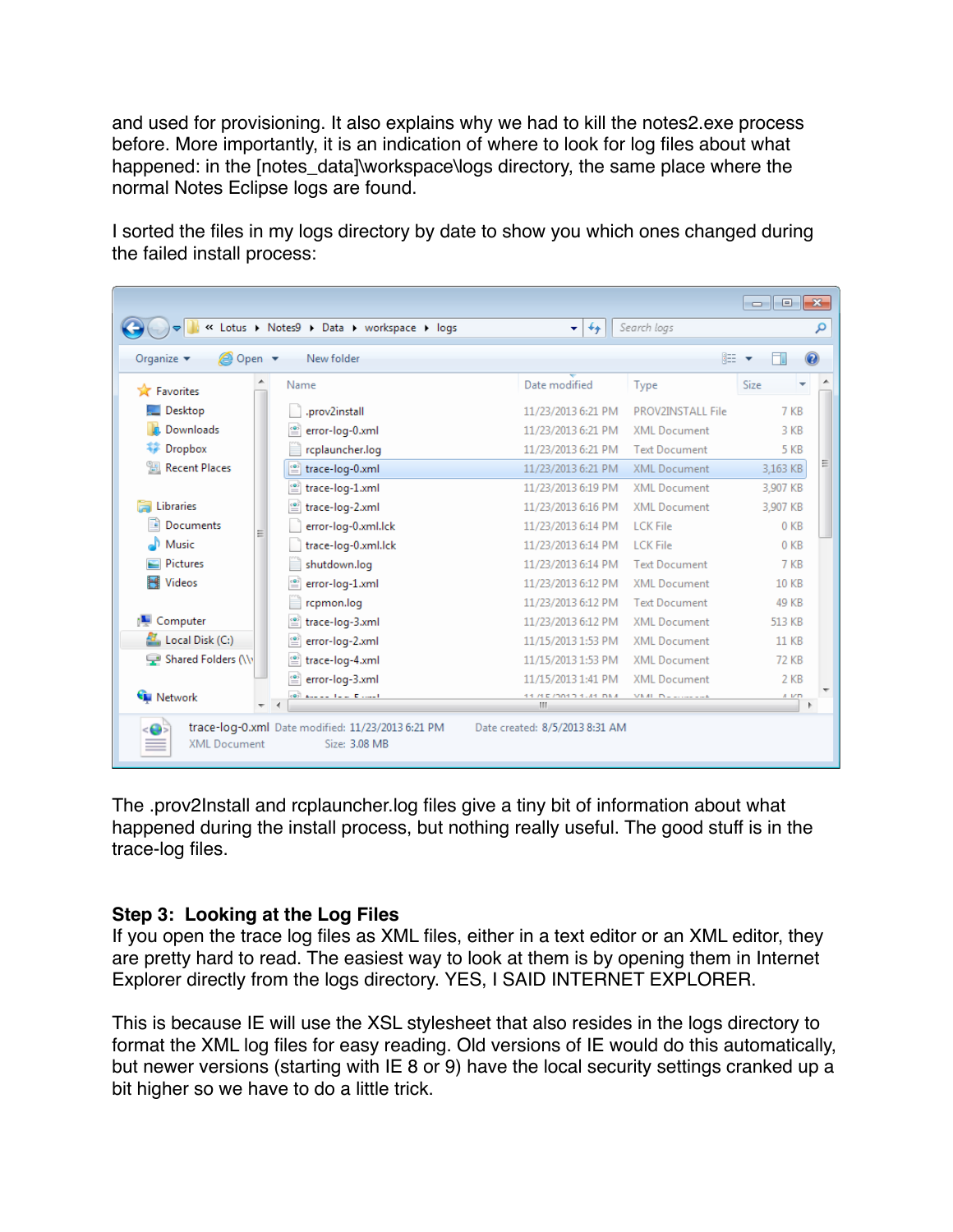and used for provisioning. It also explains why we had to kill the notes2.exe process before. More importantly, it is an indication of where to look for log files about what happened: in the [notes_data]\workspace\logs directory, the same place where the normal Notes Eclipse logs are found.

I sorted the files in my logs directory by date to show you which ones changed during the failed install process:

| Name | Date modified | Type | Size |
|---|---|---|---|
| .prov2install | 11/23/2013 6:21 PM | PROV2INSTALL File | 7 KB |
| error-log-0.xml | 11/23/2013 6:21 PM | XML Document | 3 KB |
| rcplauncher.log | 11/23/2013 6:21 PM | Text Document | 5 KB |
| trace-log-0.xml | 11/23/2013 6:21 PM | XML Document | 3,163 KB |
| trace-log-1.xml | 11/23/2013 6:19 PM | XML Document | 3,907 KB |
| trace-log-2.xml | 11/23/2013 6:16 PM | XML Document | 3,907 KB |
| error-log-0.xml.lck | 11/23/2013 6:14 PM | LCK File | 0 KB |
| trace-log-0.xml.lck | 11/23/2013 6:14 PM | LCK File | 0 KB |
| shutdown.log | 11/23/2013 6:14 PM | Text Document | 7 KB |
| error-log-1.xml | 11/23/2013 6:12 PM | XML Document | 10 KB |
| rcpmon.log | 11/23/2013 6:12 PM | Text Document | 49 KB |
| trace-log-3.xml | 11/23/2013 6:12 PM | XML Document | 513 KB |
| error-log-2.xml | 11/15/2013 1:53 PM | XML Document | 11 KB |
| trace-log-4.xml | 11/15/2013 1:53 PM | XML Document | 72 KB |
| error-log-3.xml | 11/15/2013 1:41 PM | XML Document | 2 KB |

The .prov2Install and rcplauncher.log files give a tiny bit of information about what happened during the install process, but nothing really useful. The good stuff is in the trace-log files.

### Step 3: Looking at the Log Files

If you open the trace log files as XML files, either in a text editor or an XML editor, they are pretty hard to read. The easiest way to look at them is by opening them in Internet Explorer directly from the logs directory. YES, I SAID INTERNET EXPLORER.

This is because IE will use the XSL stylesheet that also resides in the logs directory to format the XML log files for easy reading. Old versions of IE would do this automatically, but newer versions (starting with IE 8 or 9) have the local security settings cranked up a bit higher so we have to do a little trick.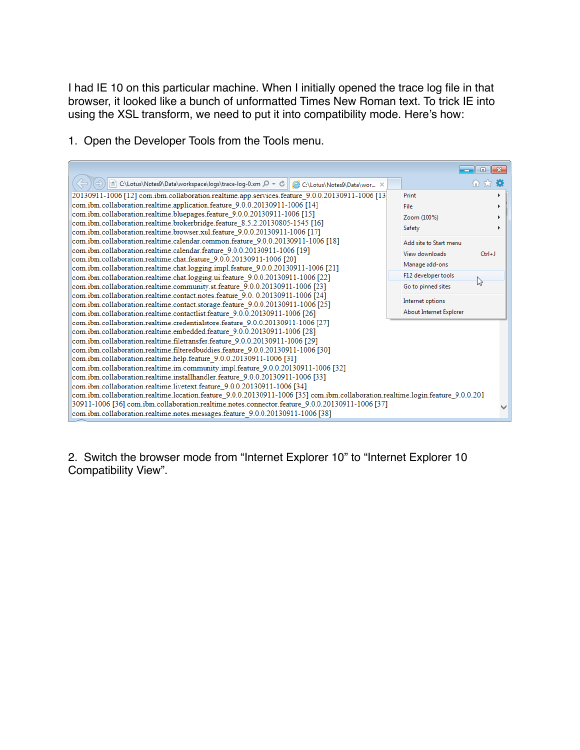I had IE 10 on this particular machine. When I initially opened the trace log file in that browser, it looked like a bunch of unformatted Times New Roman text. To trick IE into using the XSL transform, we need to put it into compatibility mode. Here's how:

1. Open the Developer Tools from the Tools menu.

2. Switch the browser mode from "Internet Explorer 10" to "Internet Explorer 10 Compatibility View".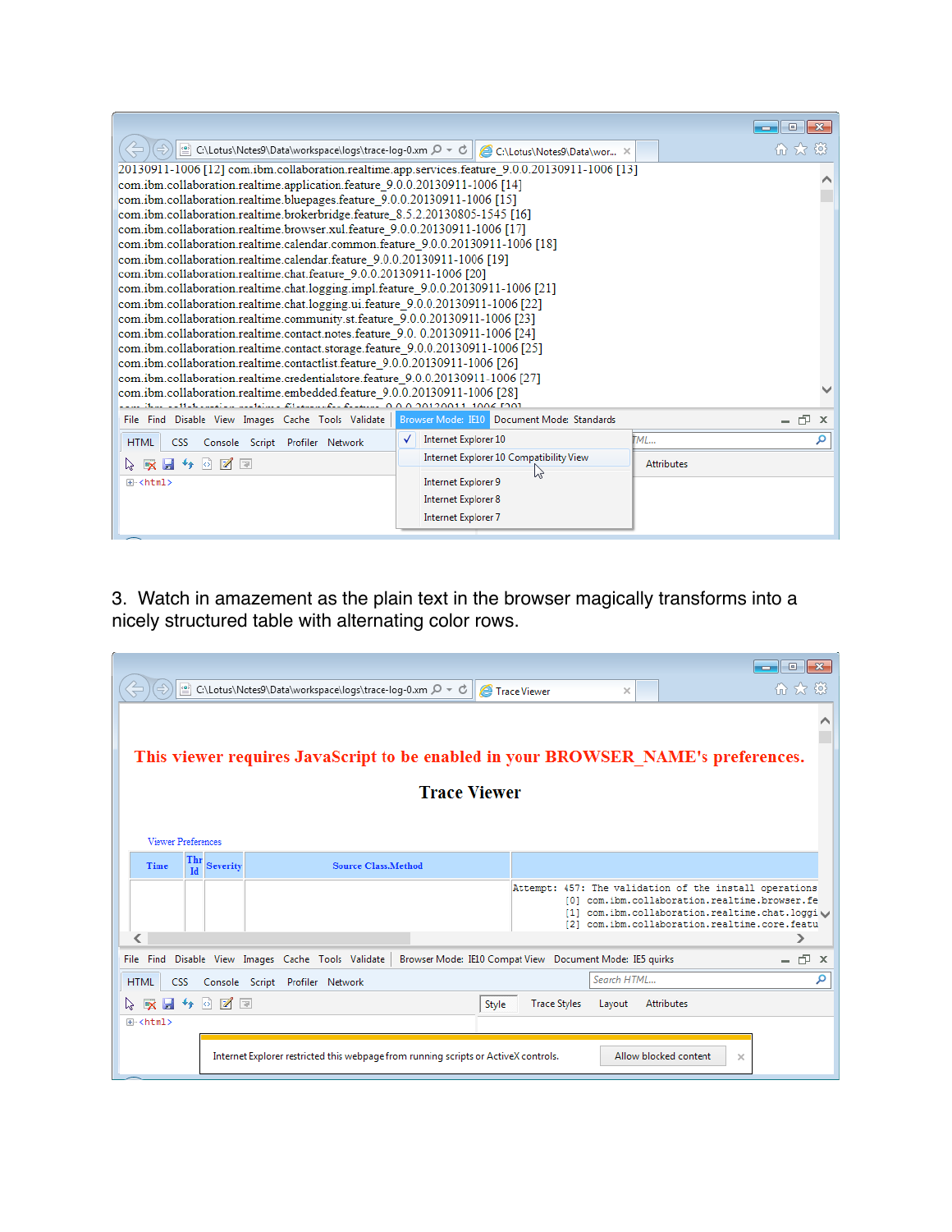3. Watch in amazement as the plain text in the browser magically transforms into a nicely structured table with alternating color rows.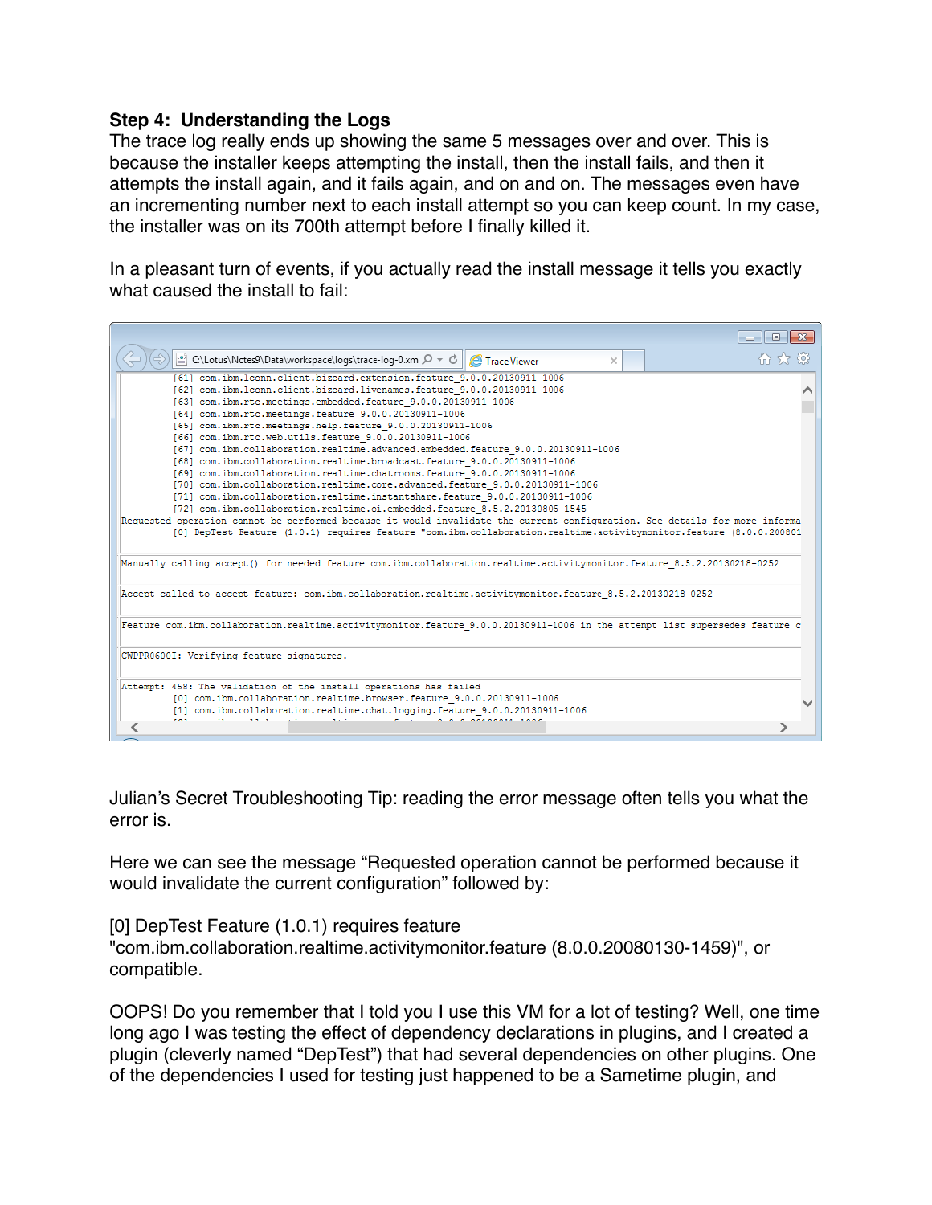**Step 4: Understanding the Logs**

The trace log really ends up showing the same 5 messages over and over. This is because the installer keeps attempting the install, then the install fails, and then it attempts the install again, and it fails again, and on and on. The messages even have an incrementing number next to each install attempt so you can keep count. In my case, the installer was on its 700th attempt before I finally killed it.

In a pleasant turn of events, if you actually read the install message it tells you exactly what caused the install to fail:

```
        [61] com.ibm.lconn.client.bizcard.extension.feature_9.0.0.20130911-1006
        [62] com.ibm.lconn.client.bizcard.livenames.feature_9.0.0.20130911-1006
        [63] com.ibm.rtc.meetings.embedded.feature_9.0.0.20130911-1006
        [64] com.ibm.rtc.meetings.feature_9.0.0.20130911-1006
        [65] com.ibm.rtc.meetings.help.feature_9.0.0.20130911-1006
        [66] com.ibm.rtc.web.utils.feature_9.0.0.20130911-1006
        [67] com.ibm.collaboration.realtime.advanced.embedded.feature_9.0.0.20130911-1006
        [68] com.ibm.collaboration.realtime.broadcast.feature_9.0.0.20130911-1006
        [69] com.ibm.collaboration.realtime.chatrooms.feature_9.0.0.20130911-1006
        [70] com.ibm.collaboration.realtime.core.advanced.feature_9.0.0.20130911-1006
        [71] com.ibm.collaboration.realtime.instantshare.feature_9.0.0.20130911-1006
        [72] com.ibm.collaboration.realtime.ci.embedded.feature_8.5.2.20130805-1545
Requested operation cannot be performed because it would invalidate the current configuration. See details for more informa
        [0] DepTest Feature (1.0.1) requires feature "com.ibm.collaboration.realtime.activitymonitor.feature (8.0.0.200801

Manually calling accept() for needed feature com.ibm.collaboration.realtime.activitymonitor.feature_8.5.2.20130218-0252

Accept called to accept feature: com.ibm.collaboration.realtime.activitymonitor.feature_8.5.2.20130218-0252

Feature com.ibm.collaboration.realtime.activitymonitor.feature_9.0.0.20130911-1006 in the attempt list supersedes feature c

CWPPR0600I: Verifying feature signatures.

Attempt: 458: The validation of the install operations has failed
        [0] com.ibm.collaboration.realtime.browser.feature_9.0.0.20130911-1006
        [1] com.ibm.collaboration.realtime.chat.logging.feature_9.0.0.20130911-1006
```

Julian's Secret Troubleshooting Tip: reading the error message often tells you what the error is.

Here we can see the message "Requested operation cannot be performed because it would invalidate the current configuration" followed by:

[0] DepTest Feature (1.0.1) requires feature "com.ibm.collaboration.realtime.activitymonitor.feature (8.0.0.20080130-1459)", or compatible.

OOPS! Do you remember that I told you I use this VM for a lot of testing? Well, one time long ago I was testing the effect of dependency declarations in plugins, and I created a plugin (cleverly named "DepTest") that had several dependencies on other plugins. One of the dependencies I used for testing just happened to be a Sametime plugin, and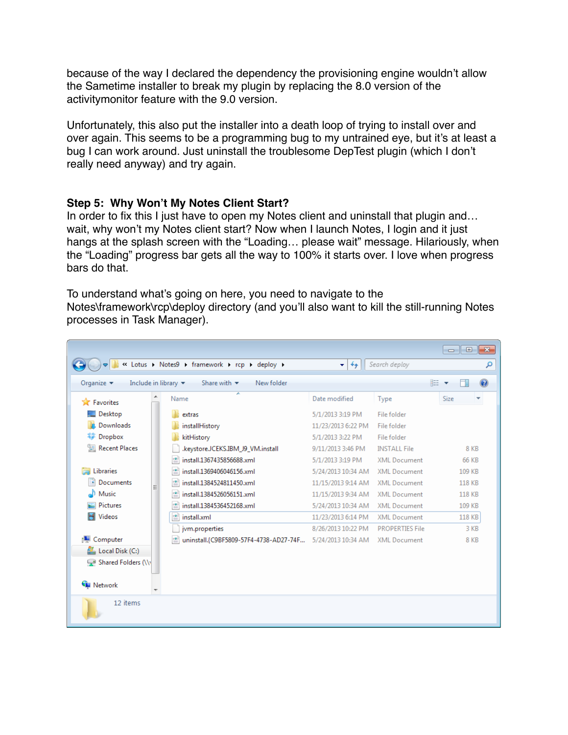because of the way I declared the dependency the provisioning engine wouldn't allow the Sametime installer to break my plugin by replacing the 8.0 version of the activitymonitor feature with the 9.0 version.

Unfortunately, this also put the installer into a death loop of trying to install over and over again. This seems to be a programming bug to my untrained eye, but it's at least a bug I can work around. Just uninstall the troublesome DepTest plugin (which I don't really need anyway) and try again.

**Step 5: Why Won't My Notes Client Start?**

In order to fix this I just have to open my Notes client and uninstall that plugin and… wait, why won't my Notes client start? Now when I launch Notes, I login and it just hangs at the splash screen with the "Loading… please wait" message. Hilariously, when the "Loading" progress bar gets all the way to 100% it starts over. I love when progress bars do that.

To understand what's going on here, you need to navigate to the Notes\framework\rcp\deploy directory (and you'll also want to kill the still-running Notes processes in Task Manager).

| Name | Date modified | Type | Size |
|---|---|---|---|
| extras | 5/1/2013 3:19 PM | File folder | |
| installHistory | 11/23/2013 6:22 PM | File folder | |
| kitHistory | 5/1/2013 3:22 PM | File folder | |
| .keystore.JCEKS.IBM_J9_VM.install | 9/11/2013 3:46 PM | INSTALL File | 8 KB |
| install.1367435856688.xml | 5/1/2013 3:19 PM | XML Document | 66 KB |
| install.1369406046156.xml | 5/24/2013 10:34 AM | XML Document | 109 KB |
| install.1384524811450.xml | 11/15/2013 9:14 AM | XML Document | 118 KB |
| install.1384526056151.xml | 11/15/2013 9:34 AM | XML Document | 118 KB |
| install.1384536452168.xml | 5/24/2013 10:34 AM | XML Document | 109 KB |
| install.xml | 11/23/2013 6:14 PM | XML Document | 118 KB |
| jvm.properties | 8/26/2013 10:22 PM | PROPERTIES File | 3 KB |
| uninstall.{C9BF5809-57F4-4738-AD27-74F... | 5/24/2013 10:34 AM | XML Document | 8 KB |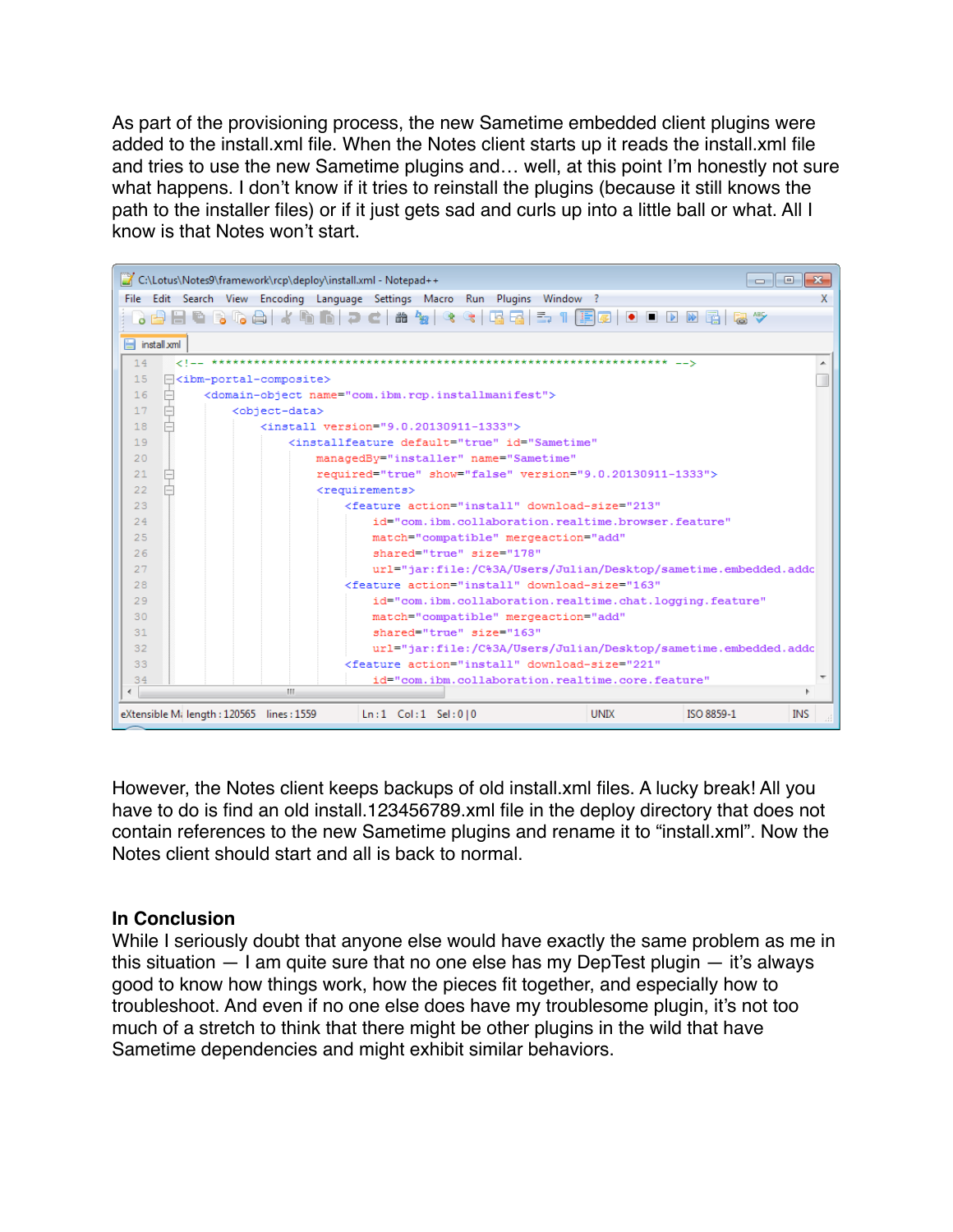As part of the provisioning process, the new Sametime embedded client plugins were added to the install.xml file. When the Notes client starts up it reads the install.xml file and tries to use the new Sametime plugins and… well, at this point I'm honestly not sure what happens. I don't know if it tries to reinstall the plugins (because it still knows the path to the installer files) or if it just gets sad and curls up into a little ball or what. All I know is that Notes won't start.

```
C:\Lotus\Notes9\framework\rcp\deploy\install.xml - Notepad++

14  <!-- ****************************************************************** -->
15  <ibm-portal-composite>
16      <domain-object name="com.ibm.rcp.installmanifest">
17          <object-data>
18              <install version="9.0.20130911-1333">
19                  <installfeature default="true" id="Sametime"
20                      managedBy="installer" name="Sametime"
21                      required="true" show="false" version="9.0.20130911-1333">
22                      <requirements>
23                          <feature action="install" download-size="213"
24                              id="com.ibm.collaboration.realtime.browser.feature"
25                              match="compatible" mergeaction="add"
26                              shared="true" size="178"
27                              url="jar:file:/C%3A/Users/Julian/Desktop/sametime.embedded.addc
28                          <feature action="install" download-size="163"
29                              id="com.ibm.collaboration.realtime.chat.logging.feature"
30                              match="compatible" mergeaction="add"
31                              shared="true" size="163"
32                              url="jar:file:/C%3A/Users/Julian/Desktop/sametime.embedded.addc
33                          <feature action="install" download-size="221"
34                              id="com.ibm.collaboration.realtime.core.feature"

eXtensible M: length : 120565   lines : 1559   Ln : 1   Col : 1   Sel : 0 | 0   UNIX   ISO 8859-1   INS
```

However, the Notes client keeps backups of old install.xml files. A lucky break! All you have to do is find an old install.123456789.xml file in the deploy directory that does not contain references to the new Sametime plugins and rename it to "install.xml". Now the Notes client should start and all is back to normal.

**In Conclusion**

While I seriously doubt that anyone else would have exactly the same problem as me in this situation — I am quite sure that no one else has my DepTest plugin — it's always good to know how things work, how the pieces fit together, and especially how to troubleshoot. And even if no one else does have my troublesome plugin, it's not too much of a stretch to think that there might be other plugins in the wild that have Sametime dependencies and might exhibit similar behaviors.